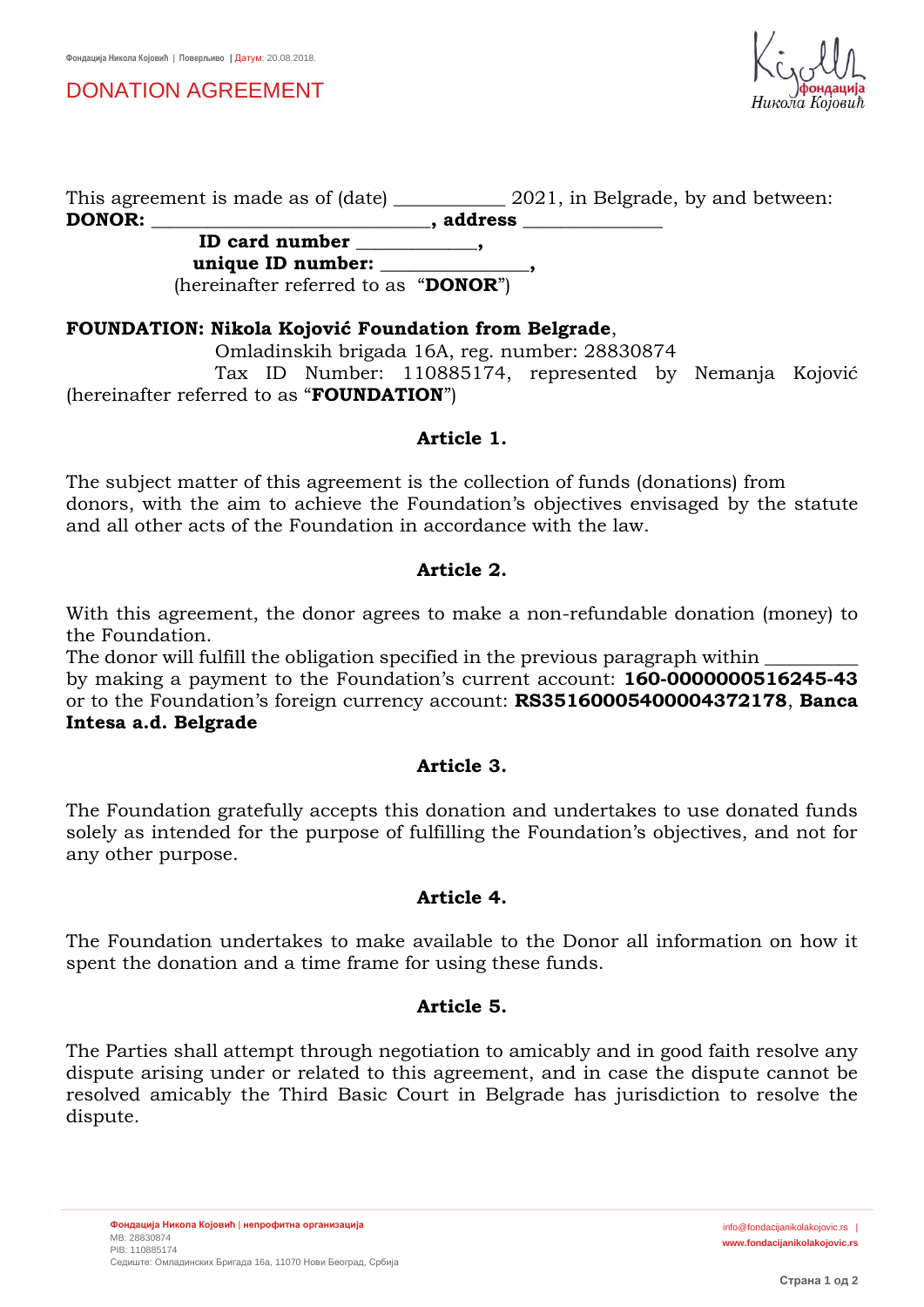# DONATION AGREEMENT

This agreement is made as of (date) ___________ 2021, in Belgrade, by and between:
**DONOR: ____________________________, address ______________**
**ID card number ____________,**
**unique ID number: _______________,**
(hereinafter referred to as "**DONOR**")

**FOUNDATION: Nikola Kojović Foundation from Belgrade**,
Omladinskih brigada 16A, reg. number: 28830874
Tax ID Number: 110885174, represented by Nemanja Kojović (hereinafter referred to as "**FOUNDATION**")

**Article 1.**

The subject matter of this agreement is the collection of funds (donations) from donors, with the aim to achieve the Foundation's objectives envisaged by the statute and all other acts of the Foundation in accordance with the law.

**Article 2.**

With this agreement, the donor agrees to make a non-refundable donation (money) to the Foundation.
The donor will fulfill the obligation specified in the previous paragraph within _________ by making a payment to the Foundation's current account: **160-0000000516245-43** or to the Foundation's foreign currency account: **RS35160005400004372178**, **Banca Intesa a.d. Belgrade**

**Article 3.**

The Foundation gratefully accepts this donation and undertakes to use donated funds solely as intended for the purpose of fulfilling the Foundation's objectives, and not for any other purpose.

**Article 4.**

The Foundation undertakes to make available to the Donor all information on how it spent the donation and a time frame for using these funds.

**Article 5.**

The Parties shall attempt through negotiation to amicably and in good faith resolve any dispute arising under or related to this agreement, and in case the dispute cannot be resolved amicably the Third Basic Court in Belgrade has jurisdiction to resolve the dispute.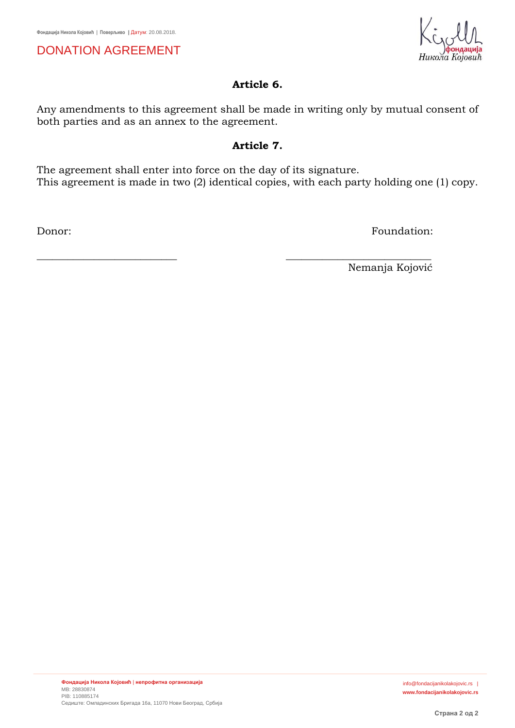### Article 6.

Any amendments to this agreement shall be made in writing only by mutual consent of both parties and as an annex to the agreement.

### Article 7.

The agreement shall enter into force on the day of its signature.
This agreement is made in two (2) identical copies, with each party holding one (1) copy.

| Donor: | Foundation: |
| --- | --- |
| ___________________________ | ___________________________ |
| | Nemanja Kojović |